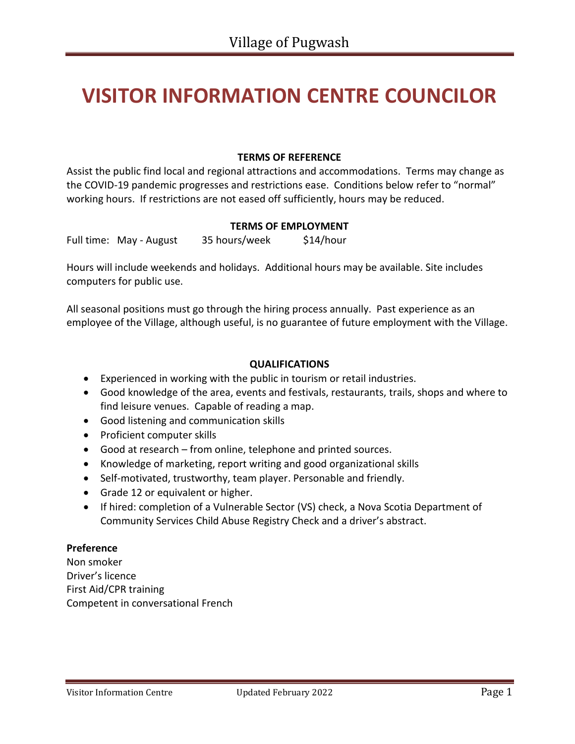Village of Pugwash

# VISITOR INFORMATION CENTRE COUNCILOR

### TERMS OF REFERENCE

Assist the public find local and regional attractions and accommodations. Terms may change as the COVID-19 pandemic progresses and restrictions ease. Conditions below refer to "normal" working hours. If restrictions are not eased off sufficiently, hours may be reduced.

### TERMS OF EMPLOYMENT

Full time: May - August    35 hours/week    $14/hour

Hours will include weekends and holidays. Additional hours may be available. Site includes computers for public use.

All seasonal positions must go through the hiring process annually. Past experience as an employee of the Village, although useful, is no guarantee of future employment with the Village.

### QUALIFICATIONS

- Experienced in working with the public in tourism or retail industries.
- Good knowledge of the area, events and festivals, restaurants, trails, shops and where to find leisure venues. Capable of reading a map.
- Good listening and communication skills
- Proficient computer skills
- Good at research – from online, telephone and printed sources.
- Knowledge of marketing, report writing and good organizational skills
- Self-motivated, trustworthy, team player. Personable and friendly.
- Grade 12 or equivalent or higher.
- If hired: completion of a Vulnerable Sector (VS) check, a Nova Scotia Department of Community Services Child Abuse Registry Check and a driver's abstract.

**Preference**

Non smoker
Driver's licence
First Aid/CPR training
Competent in conversational French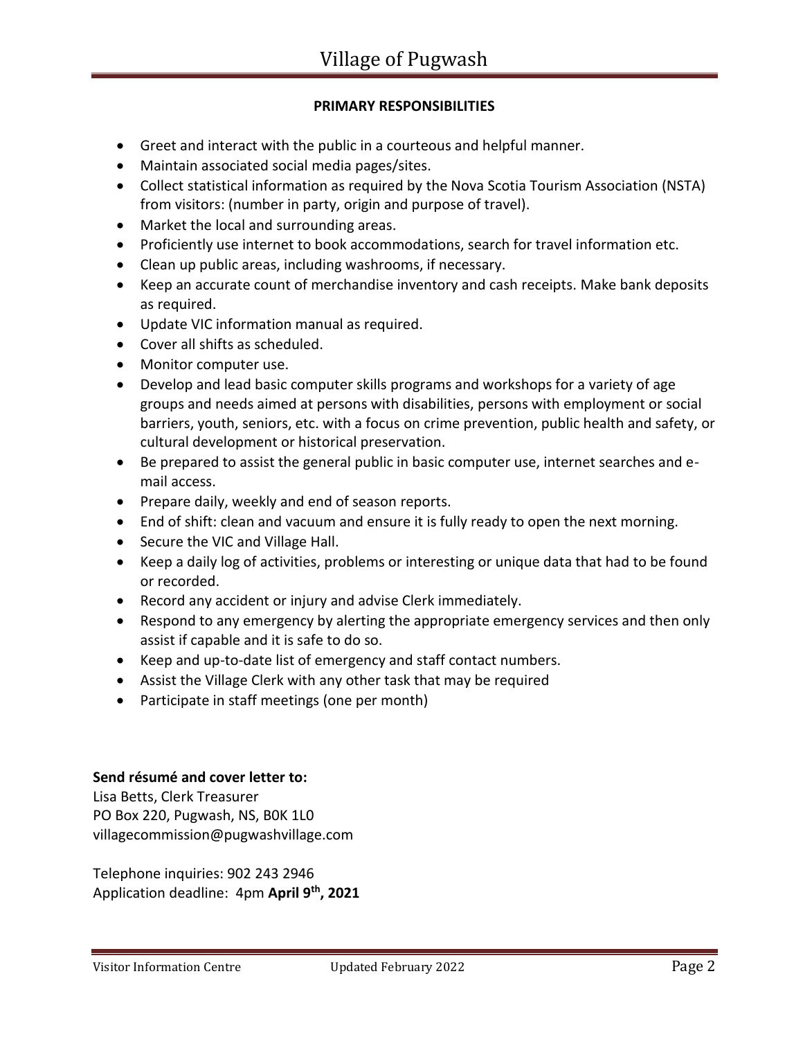**PRIMARY RESPONSIBILITIES**

- Greet and interact with the public in a courteous and helpful manner.
- Maintain associated social media pages/sites.
- Collect statistical information as required by the Nova Scotia Tourism Association (NSTA) from visitors: (number in party, origin and purpose of travel).
- Market the local and surrounding areas.
- Proficiently use internet to book accommodations, search for travel information etc.
- Clean up public areas, including washrooms, if necessary.
- Keep an accurate count of merchandise inventory and cash receipts. Make bank deposits as required.
- Update VIC information manual as required.
- Cover all shifts as scheduled.
- Monitor computer use.
- Develop and lead basic computer skills programs and workshops for a variety of age groups and needs aimed at persons with disabilities, persons with employment or social barriers, youth, seniors, etc. with a focus on crime prevention, public health and safety, or cultural development or historical preservation.
- Be prepared to assist the general public in basic computer use, internet searches and e-mail access.
- Prepare daily, weekly and end of season reports.
- End of shift: clean and vacuum and ensure it is fully ready to open the next morning.
- Secure the VIC and Village Hall.
- Keep a daily log of activities, problems or interesting or unique data that had to be found or recorded.
- Record any accident or injury and advise Clerk immediately.
- Respond to any emergency by alerting the appropriate emergency services and then only assist if capable and it is safe to do so.
- Keep and up-to-date list of emergency and staff contact numbers.
- Assist the Village Clerk with any other task that may be required
- Participate in staff meetings (one per month)

**Send résumé and cover letter to:**
Lisa Betts, Clerk Treasurer
PO Box 220, Pugwash, NS, B0K 1L0
villagecommission@pugwashvillage.com

Telephone inquiries: 902 243 2946
Application deadline: 4pm **April 9th, 2021**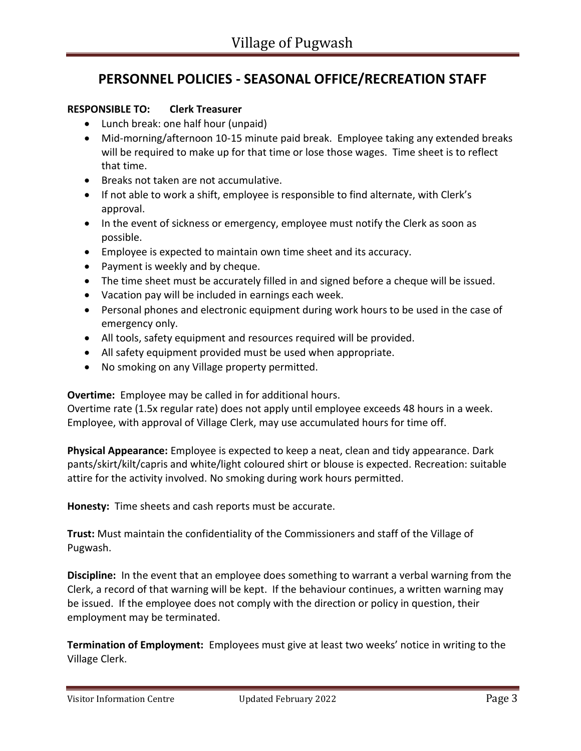## PERSONNEL POLICIES - SEASONAL OFFICE/RECREATION STAFF

**RESPONSIBLE TO: Clerk Treasurer**

- Lunch break: one half hour (unpaid)
- Mid-morning/afternoon 10-15 minute paid break. Employee taking any extended breaks will be required to make up for that time or lose those wages. Time sheet is to reflect that time.
- Breaks not taken are not accumulative.
- If not able to work a shift, employee is responsible to find alternate, with Clerk's approval.
- In the event of sickness or emergency, employee must notify the Clerk as soon as possible.
- Employee is expected to maintain own time sheet and its accuracy.
- Payment is weekly and by cheque.
- The time sheet must be accurately filled in and signed before a cheque will be issued.
- Vacation pay will be included in earnings each week.
- Personal phones and electronic equipment during work hours to be used in the case of emergency only.
- All tools, safety equipment and resources required will be provided.
- All safety equipment provided must be used when appropriate.
- No smoking on any Village property permitted.

**Overtime:** Employee may be called in for additional hours.
Overtime rate (1.5x regular rate) does not apply until employee exceeds 48 hours in a week. Employee, with approval of Village Clerk, may use accumulated hours for time off.

**Physical Appearance:** Employee is expected to keep a neat, clean and tidy appearance. Dark pants/skirt/kilt/capris and white/light coloured shirt or blouse is expected. Recreation: suitable attire for the activity involved. No smoking during work hours permitted.

**Honesty:** Time sheets and cash reports must be accurate.

**Trust:** Must maintain the confidentiality of the Commissioners and staff of the Village of Pugwash.

**Discipline:** In the event that an employee does something to warrant a verbal warning from the Clerk, a record of that warning will be kept. If the behaviour continues, a written warning may be issued. If the employee does not comply with the direction or policy in question, their employment may be terminated.

**Termination of Employment:** Employees must give at least two weeks' notice in writing to the Village Clerk.